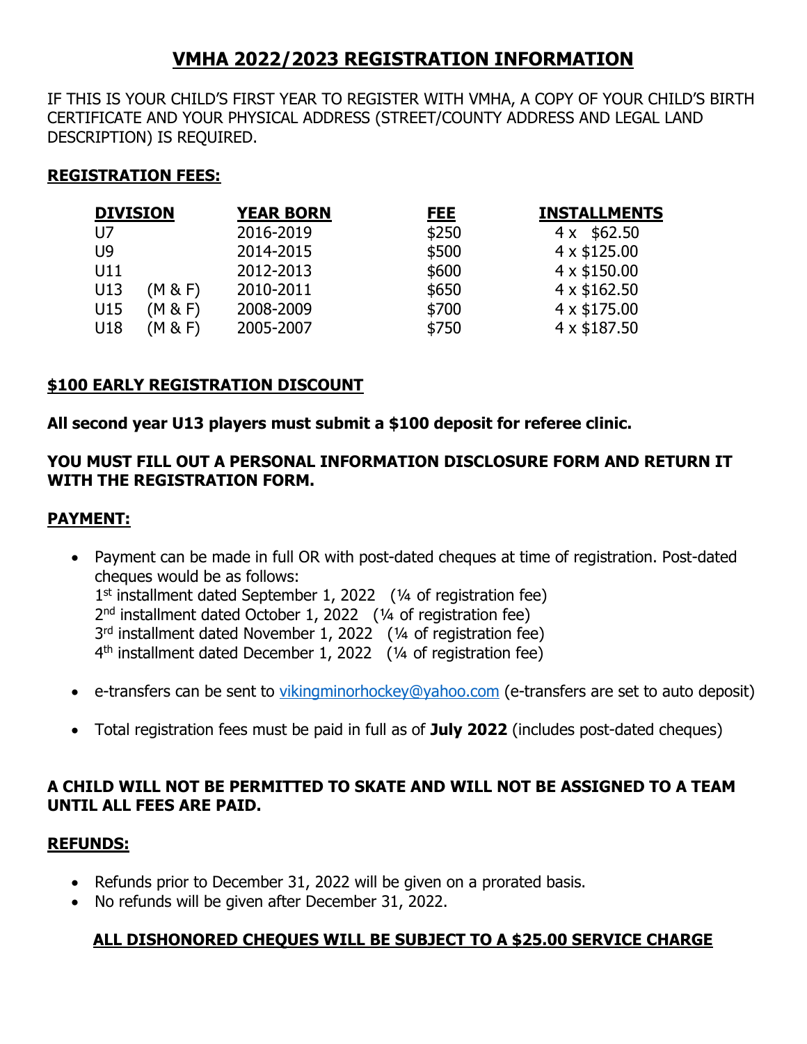# VMHA 2022/2023 REGISTRATION INFORMATION

IF THIS IS YOUR CHILD'S FIRST YEAR TO REGISTER WITH VMHA, A COPY OF YOUR CHILD'S BIRTH CERTIFICATE AND YOUR PHYSICAL ADDRESS (STREET/COUNTY ADDRESS AND LEGAL LAND DESCRIPTION) IS REQUIRED.

## REGISTRATION FEES:

| DIVISION | YEAR BORN | FEE | INSTALLMENTS |
|---|---|---|---|
| U7 | 2016-2019 | $250 | 4 x $62.50 |
| U9 | 2014-2015 | $500 | 4 x $125.00 |
| U11 | 2012-2013 | $600 | 4 x $150.00 |
| U13 (M & F) | 2010-2011 | $650 | 4 x $162.50 |
| U15 (M & F) | 2008-2009 | $700 | 4 x $175.00 |
| U18 (M & F) | 2005-2007 | $750 | 4 x $187.50 |

## $100 EARLY REGISTRATION DISCOUNT

**All second year U13 players must submit a $100 deposit for referee clinic.**

**YOU MUST FILL OUT A PERSONAL INFORMATION DISCLOSURE FORM AND RETURN IT WITH THE REGISTRATION FORM.**

## PAYMENT:

- Payment can be made in full OR with post-dated cheques at time of registration. Post-dated cheques would be as follows:
  1st installment dated September 1, 2022 (¼ of registration fee)
  2nd installment dated October 1, 2022 (¼ of registration fee)
  3rd installment dated November 1, 2022 (¼ of registration fee)
  4th installment dated December 1, 2022 (¼ of registration fee)
- e-transfers can be sent to vikingminorhockey@yahoo.com (e-transfers are set to auto deposit)
- Total registration fees must be paid in full as of **July 2022** (includes post-dated cheques)

**A CHILD WILL NOT BE PERMITTED TO SKATE AND WILL NOT BE ASSIGNED TO A TEAM UNTIL ALL FEES ARE PAID.**

## REFUNDS:

- Refunds prior to December 31, 2022 will be given on a prorated basis.
- No refunds will be given after December 31, 2022.

**ALL DISHONORED CHEQUES WILL BE SUBJECT TO A $25.00 SERVICE CHARGE**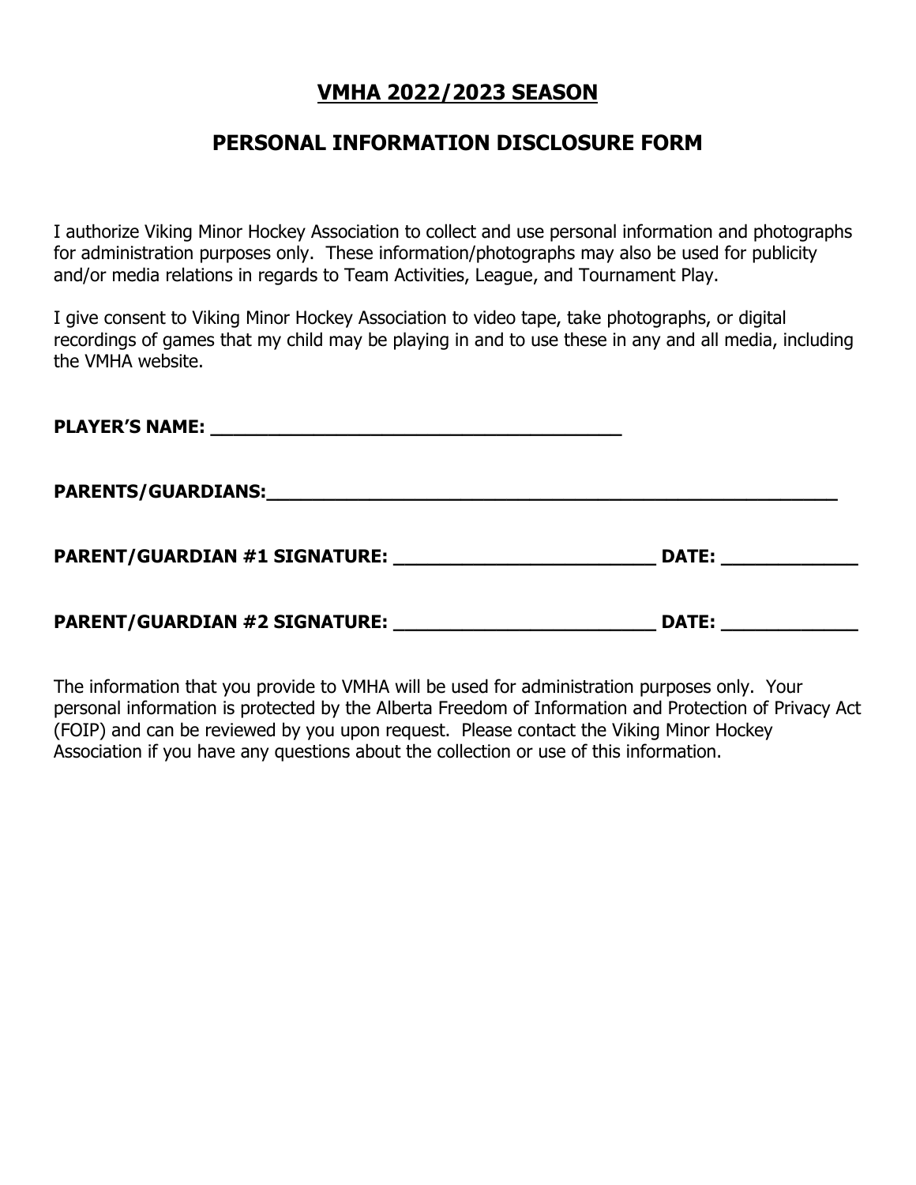# **VMHA 2022/2023 SEASON**

## PERSONAL INFORMATION DISCLOSURE FORM

I authorize Viking Minor Hockey Association to collect and use personal information and photographs for administration purposes only. These information/photographs may also be used for publicity and/or media relations in regards to Team Activities, League, and Tournament Play.

I give consent to Viking Minor Hockey Association to video tape, take photographs, or digital recordings of games that my child may be playing in and to use these in any and all media, including the VMHA website.

**PLAYER'S NAME: ______________________________________**

**PARENTS/GUARDIANS:_____________________________________________________**

**PARENT/GUARDIAN #1 SIGNATURE: ________________________ DATE: ____________**

**PARENT/GUARDIAN #2 SIGNATURE: ________________________ DATE: ____________**

The information that you provide to VMHA will be used for administration purposes only. Your personal information is protected by the Alberta Freedom of Information and Protection of Privacy Act (FOIP) and can be reviewed by you upon request. Please contact the Viking Minor Hockey Association if you have any questions about the collection or use of this information.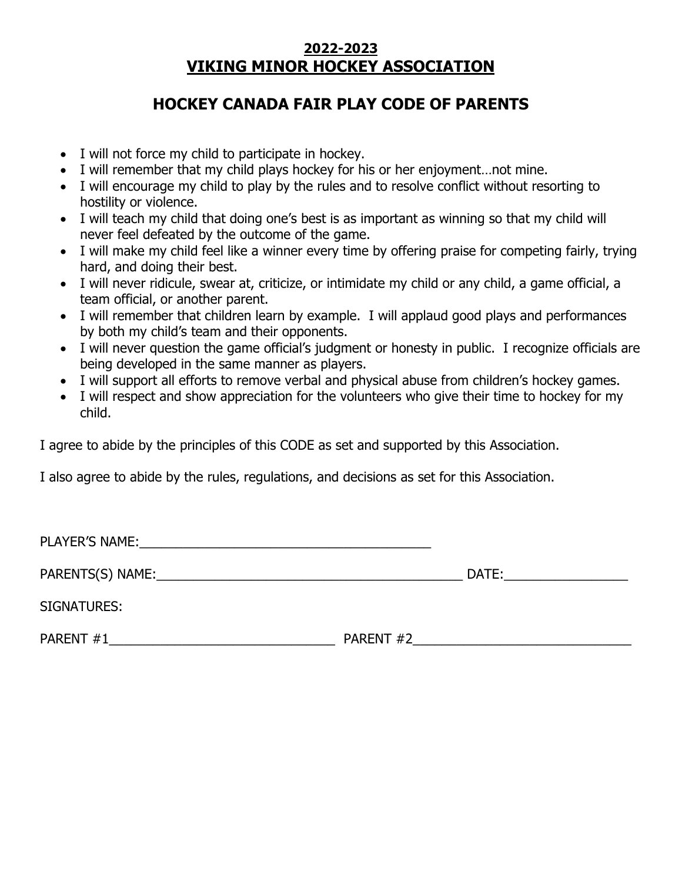# 2022-2023
# VIKING MINOR HOCKEY ASSOCIATION

## HOCKEY CANADA FAIR PLAY CODE OF PARENTS

- I will not force my child to participate in hockey.
- I will remember that my child plays hockey for his or her enjoyment…not mine.
- I will encourage my child to play by the rules and to resolve conflict without resorting to hostility or violence.
- I will teach my child that doing one's best is as important as winning so that my child will never feel defeated by the outcome of the game.
- I will make my child feel like a winner every time by offering praise for competing fairly, trying hard, and doing their best.
- I will never ridicule, swear at, criticize, or intimidate my child or any child, a game official, a team official, or another parent.
- I will remember that children learn by example. I will applaud good plays and performances by both my child's team and their opponents.
- I will never question the game official's judgment or honesty in public. I recognize officials are being developed in the same manner as players.
- I will support all efforts to remove verbal and physical abuse from children's hockey games.
- I will respect and show appreciation for the volunteers who give their time to hockey for my child.

I agree to abide by the principles of this CODE as set and supported by this Association.

I also agree to abide by the rules, regulations, and decisions as set for this Association.

PLAYER'S NAME:________________________________________

PARENTS(S) NAME:__________________________________________ DATE:_________________

SIGNATURES:

PARENT #1_______________________________ PARENT #2______________________________